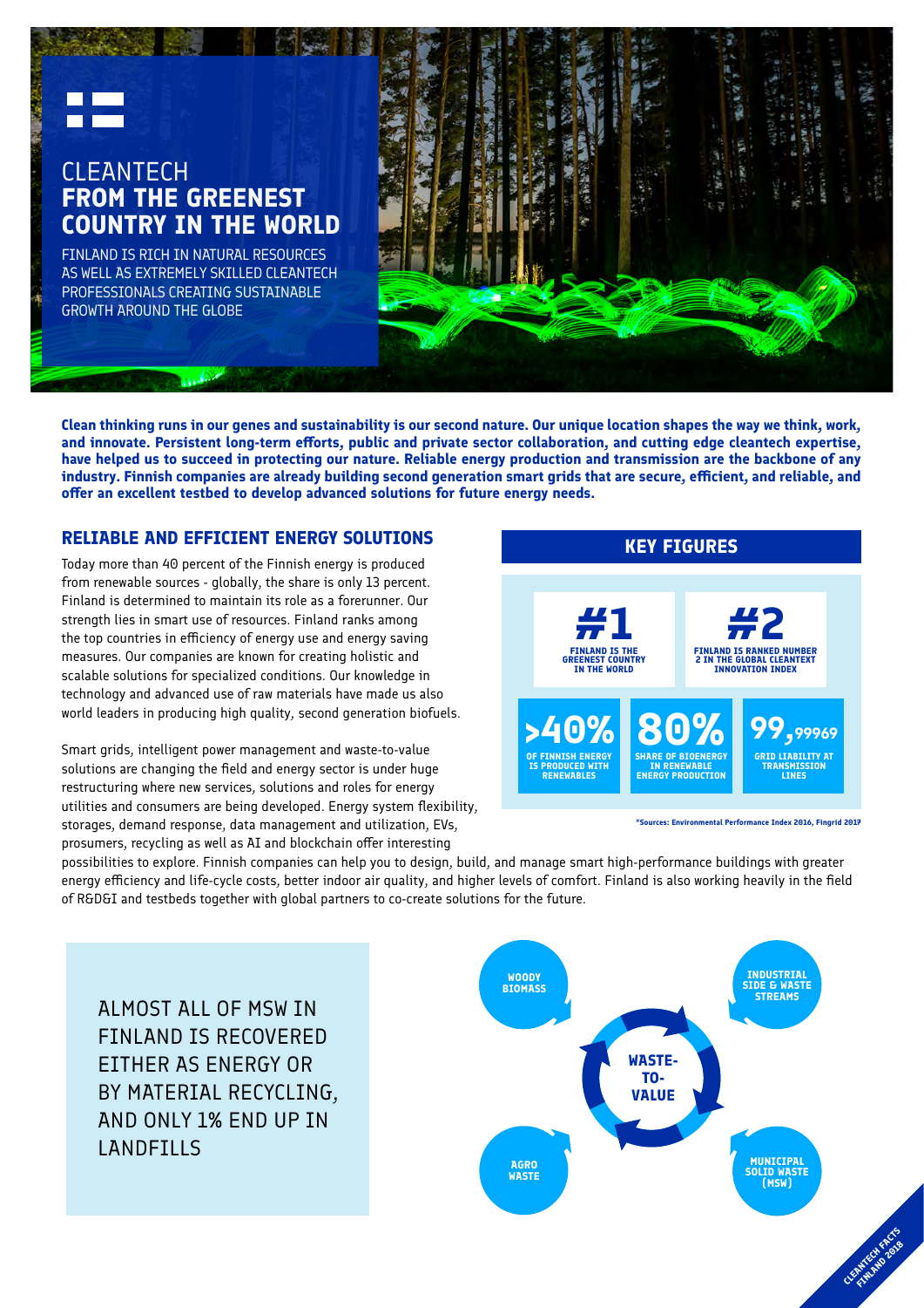# CLEANTECH **FROM THE GREENEST COUNTRY IN THE WORLD**

FINLAND IS RICH IN NATURAL RESOURCES AS WELL AS EXTREMELY SKILLED CLEANTECH PROFESSIONALS CREATING SUSTAINABLE GROWTH AROUND THE GLOBE

**Clean thinking runs in our genes and sustainability is our second nature. Our unique location shapes the way we think, work, and innovate. Persistent long-term efforts, public and private sector collaboration, and cutting edge cleantech expertise, have helped us to succeed in protecting our nature. Reliable energy production and transmission are the backbone of any industry. Finnish companies are already building second generation smart grids that are secure, efficient, and reliable, and offer an excellent testbed to develop advanced solutions for future energy needs.**

## RELIABLE AND EFFICIENT ENERGY SOLUTIONS

Today more than 40 percent of the Finnish energy is produced from renewable sources - globally, the share is only 13 percent. Finland is determined to maintain its role as a forerunner. Our strength lies in smart use of resources. Finland ranks among the top countries in efficiency of energy use and energy saving measures. Our companies are known for creating holistic and scalable solutions for specialized conditions. Our knowledge in technology and advanced use of raw materials have made us also world leaders in producing high quality, second generation biofuels.

Smart grids, intelligent power management and waste-to-value solutions are changing the field and energy sector is under huge restructuring where new services, solutions and roles for energy utilities and consumers are being developed. Energy system flexibility, storages, demand response, data management and utilization, EVs, prosumers, recycling as well as AI and blockchain offer interesting possibilities to explore. Finnish companies can help you to design, build, and manage smart high-performance buildings with greater energy efficiency and life-cycle costs, better indoor air quality, and higher levels of comfort. Finland is also working heavily in the field of R&D&I and testbeds together with global partners to co-create solutions for the future.

## KEY FIGURES

- **#1** FINLAND IS THE GREENEST COUNTRY IN THE WORLD
- **#2** FINLAND IS RANKED NUMBER 2 IN THE GLOBAL CLEANTEXT INNOVATION INDEX
- **>40%** OF FINNISH ENERGY IS PRODUCED WITH RENEWABLES
- **80%** SHARE OF BIOENERGY IN RENEWABLE ENERGY PRODUCTION
- **99,99969** GRID LIABILITY AT TRANSMISSION LINES

*Sources: Environmental Performance Index 2016, Fingrid 2017

ALMOST ALL OF MSW IN FINLAND IS RECOVERED EITHER AS ENERGY OR BY MATERIAL RECYCLING, AND ONLY 1% END UP IN LANDFILLS

**WASTE-TO-VALUE**

- WOODY BIOMASS
- INDUSTRIAL SIDE & WASTE STREAMS
- AGRO WASTE
- MUNICIPAL SOLID WASTE (MSW)

CLEANTECH FACTS FINLAND 2018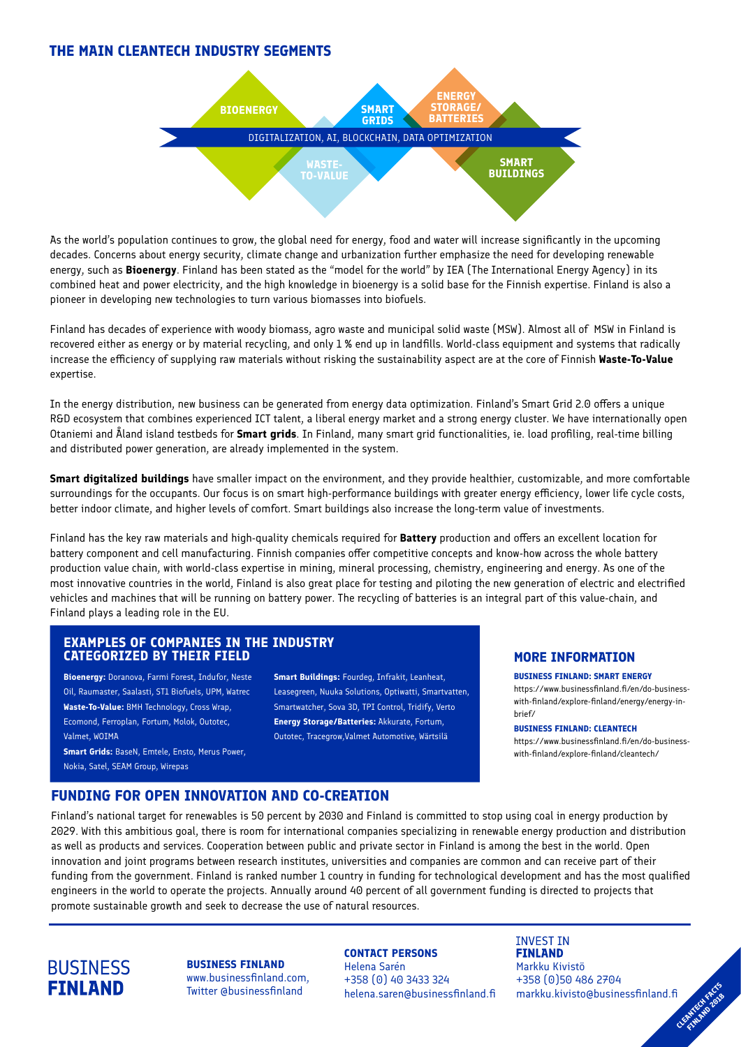## THE MAIN CLEANTECH INDUSTRY SEGMENTS

BIOENERGY

SMART GRIDS

ENERGY STORAGE/ BATTERIES

DIGITALIZATION, AI, BLOCKCHAIN, DATA OPTIMIZATION

WASTE-TO-VALUE

SMART BUILDINGS

As the world's population continues to grow, the global need for energy, food and water will increase significantly in the upcoming decades. Concerns about energy security, climate change and urbanization further emphasize the need for developing renewable energy, such as **Bioenergy**. Finland has been stated as the "model for the world" by IEA (The International Energy Agency) in its combined heat and power electricity, and the high knowledge in bioenergy is a solid base for the Finnish expertise. Finland is also a pioneer in developing new technologies to turn various biomasses into biofuels.

Finland has decades of experience with woody biomass, agro waste and municipal solid waste (MSW). Almost all of MSW in Finland is recovered either as energy or by material recycling, and only 1 % end up in landfills. World-class equipment and systems that radically increase the efficiency of supplying raw materials without risking the sustainability aspect are at the core of Finnish **Waste-To-Value** expertise.

In the energy distribution, new business can be generated from energy data optimization. Finland's Smart Grid 2.0 offers a unique R&D ecosystem that combines experienced ICT talent, a liberal energy market and a strong energy cluster. We have internationally open Otaniemi and Åland island testbeds for **Smart grids**. In Finland, many smart grid functionalities, ie. load profiling, real-time billing and distributed power generation, are already implemented in the system.

**Smart digitalized buildings** have smaller impact on the environment, and they provide healthier, customizable, and more comfortable surroundings for the occupants. Our focus is on smart high-performance buildings with greater energy efficiency, lower life cycle costs, better indoor climate, and higher levels of comfort. Smart buildings also increase the long-term value of investments.

Finland has the key raw materials and high-quality chemicals required for **Battery** production and offers an excellent location for battery component and cell manufacturing. Finnish companies offer competitive concepts and know-how across the whole battery production value chain, with world-class expertise in mining, mineral processing, chemistry, engineering and energy. As one of the most innovative countries in the world, Finland is also great place for testing and piloting the new generation of electric and electrified vehicles and machines that will be running on battery power. The recycling of batteries is an integral part of this value-chain, and Finland plays a leading role in the EU.

### EXAMPLES OF COMPANIES IN THE INDUSTRY CATEGORIZED BY THEIR FIELD

**Bioenergy:** Doranova, Farmi Forest, Indufor, Neste Oil, Raumaster, Saalasti, ST1 Biofuels, UPM, Watrec

**Waste-To-Value:** BMH Technology, Cross Wrap, Ecomond, Ferroplan, Fortum, Molok, Outotec, Valmet, WOIMA

**Smart Grids:** BaseN, Emtele, Ensto, Merus Power, Nokia, Satel, SEAM Group, Wirepas

**Smart Buildings:** Fourdeg, Infrakit, Leanheat, Leasegreen, Nuuka Solutions, Optiwatti, Smartvatten, Smartwatcher, Sova 3D, TPI Control, Tridify, Verto

**Energy Storage/Batteries:** Akkurate, Fortum, Outotec, Tracegrow,Valmet Automotive, Wärtsilä

### MORE INFORMATION

**BUSINESS FINLAND: SMART ENERGY**
https://www.businessfinland.fi/en/do-business-with-finland/explore-finland/energy/energy-in-brief/

**BUSINESS FINLAND: CLEANTECH**
https://www.businessfinland.fi/en/do-business-with-finland/explore-finland/cleantech/

## FUNDING FOR OPEN INNOVATION AND CO-CREATION

Finland's national target for renewables is 50 percent by 2030 and Finland is committed to stop using coal in energy production by 2029. With this ambitious goal, there is room for international companies specializing in renewable energy production and distribution as well as products and services. Cooperation between public and private sector in Finland is among the best in the world. Open innovation and joint programs between research institutes, universities and companies are common and can receive part of their funding from the government. Finland is ranked number 1 country in funding for technological development and has the most qualified engineers in the world to operate the projects. Annually around 40 percent of all government funding is directed to projects that promote sustainable growth and seek to decrease the use of natural resources.

BUSINESS FINLAND

**BUSINESS FINLAND**
www.businessfinland.com,
Twitter @businessfinland

**CONTACT PERSONS**
Helena Sarén
+358 (0) 40 3433 324
helena.saren@businessfinland.fi

INVEST IN **FINLAND**
Markku Kivistö
+358 (0)50 486 2704
markku.kivisto@businessfinland.fi

CLEANTECH FACTS FINLAND 2018